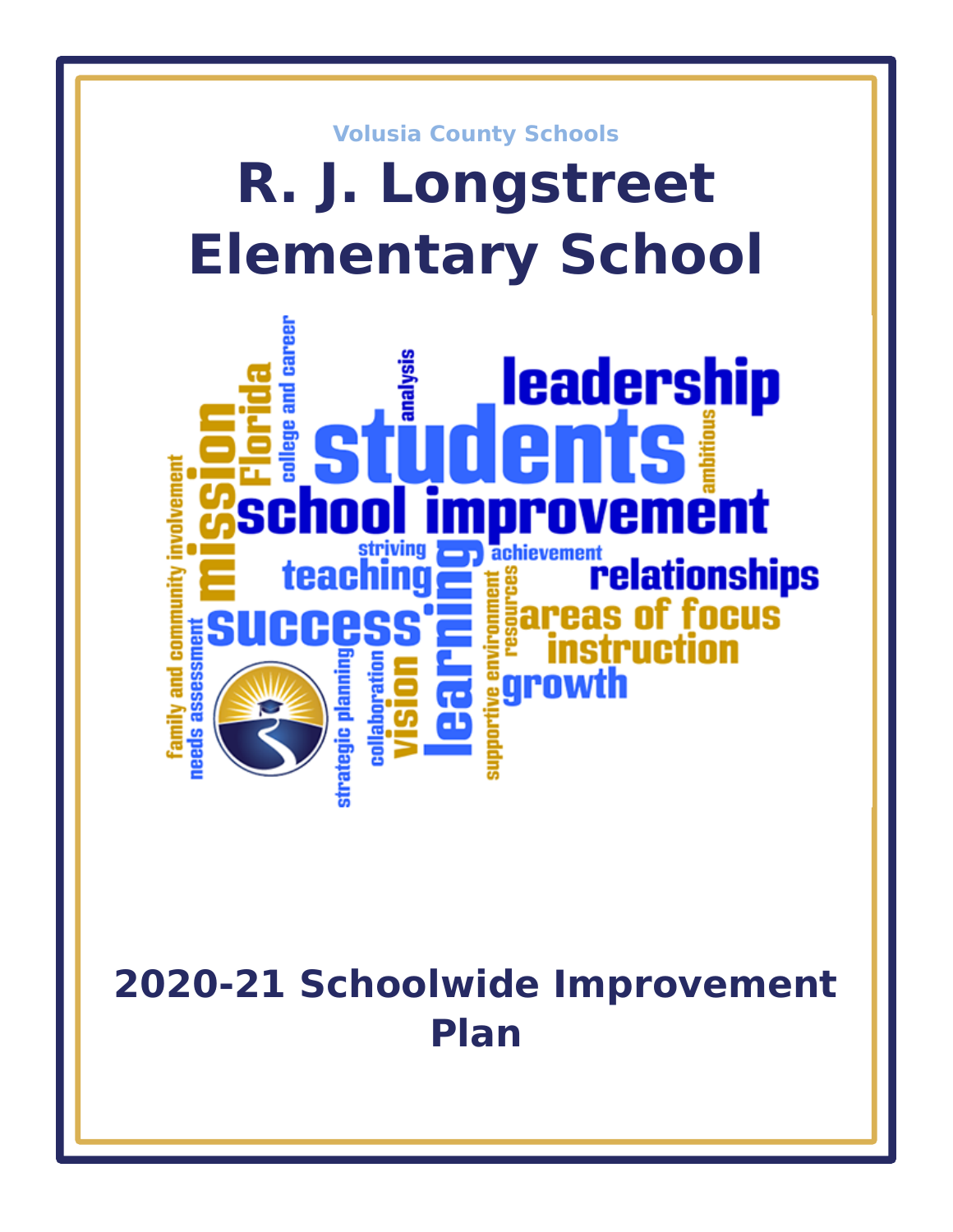Volusia County Schools

# R. J. Longstreet Elementary School

# 2020-21 Schoolwide Improvement Plan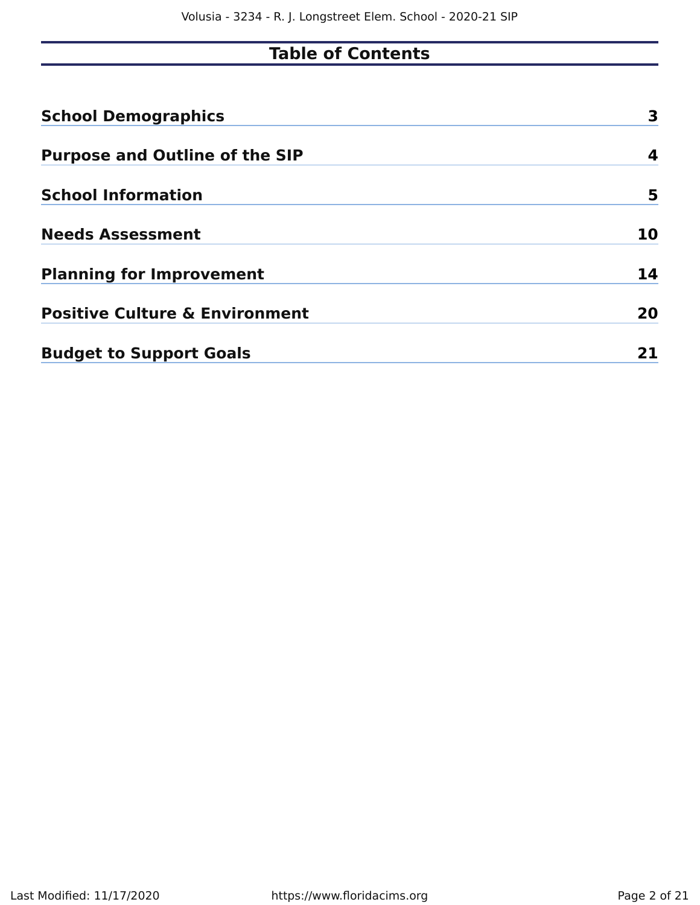# Table of Contents

| | |
|---|---|
| **School Demographics** | **3** |
| **Purpose and Outline of the SIP** | **4** |
| **School Information** | **5** |
| **Needs Assessment** | **10** |
| **Planning for Improvement** | **14** |
| **Positive Culture & Environment** | **20** |
| **Budget to Support Goals** | **21** |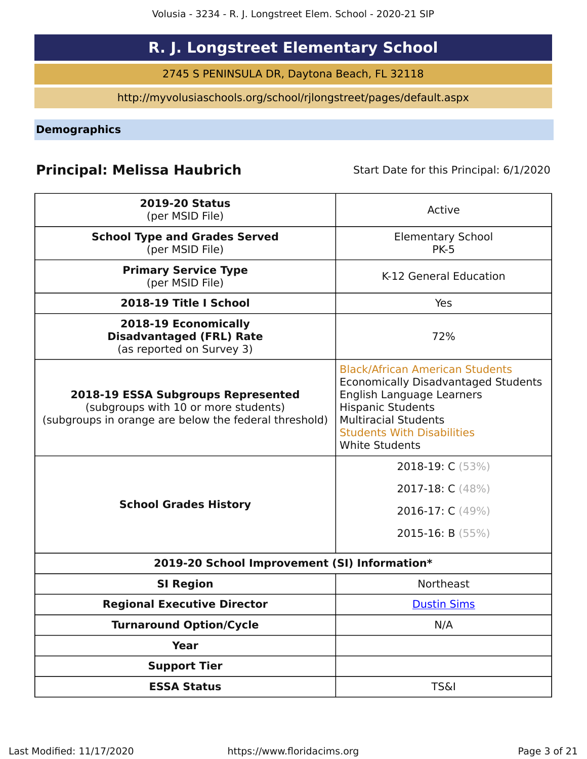# R. J. Longstreet Elementary School

2745 S PENINSULA DR, Daytona Beach, FL 32118

http://myvolusiaschools.org/school/rjlongstreet/pages/default.aspx

## Demographics

**Principal: Melissa Haubrich** Start Date for this Principal: 6/1/2020

| | |
|---|---|
| **2019-20 Status** (per MSID File) | Active |
| **School Type and Grades Served** (per MSID File) | Elementary School PK-5 |
| **Primary Service Type** (per MSID File) | K-12 General Education |
| **2018-19 Title I School** | Yes |
| **2018-19 Economically Disadvantaged (FRL) Rate** (as reported on Survey 3) | 72% |
| **2018-19 ESSA Subgroups Represented** (subgroups with 10 or more students) (subgroups in orange are below the federal threshold) | Black/African American Students<br>Economically Disadvantaged Students<br>English Language Learners<br>Hispanic Students<br>Multiracial Students<br>Students With Disabilities<br>White Students |
| **School Grades History** | 2018-19: C (53%)<br>2017-18: C (48%)<br>2016-17: C (49%)<br>2015-16: B (55%) |
| **2019-20 School Improvement (SI) Information*** | |
| **SI Region** | Northeast |
| **Regional Executive Director** | Dustin Sims |
| **Turnaround Option/Cycle** | N/A |
| **Year** | |
| **Support Tier** | |
| **ESSA Status** | TS&I |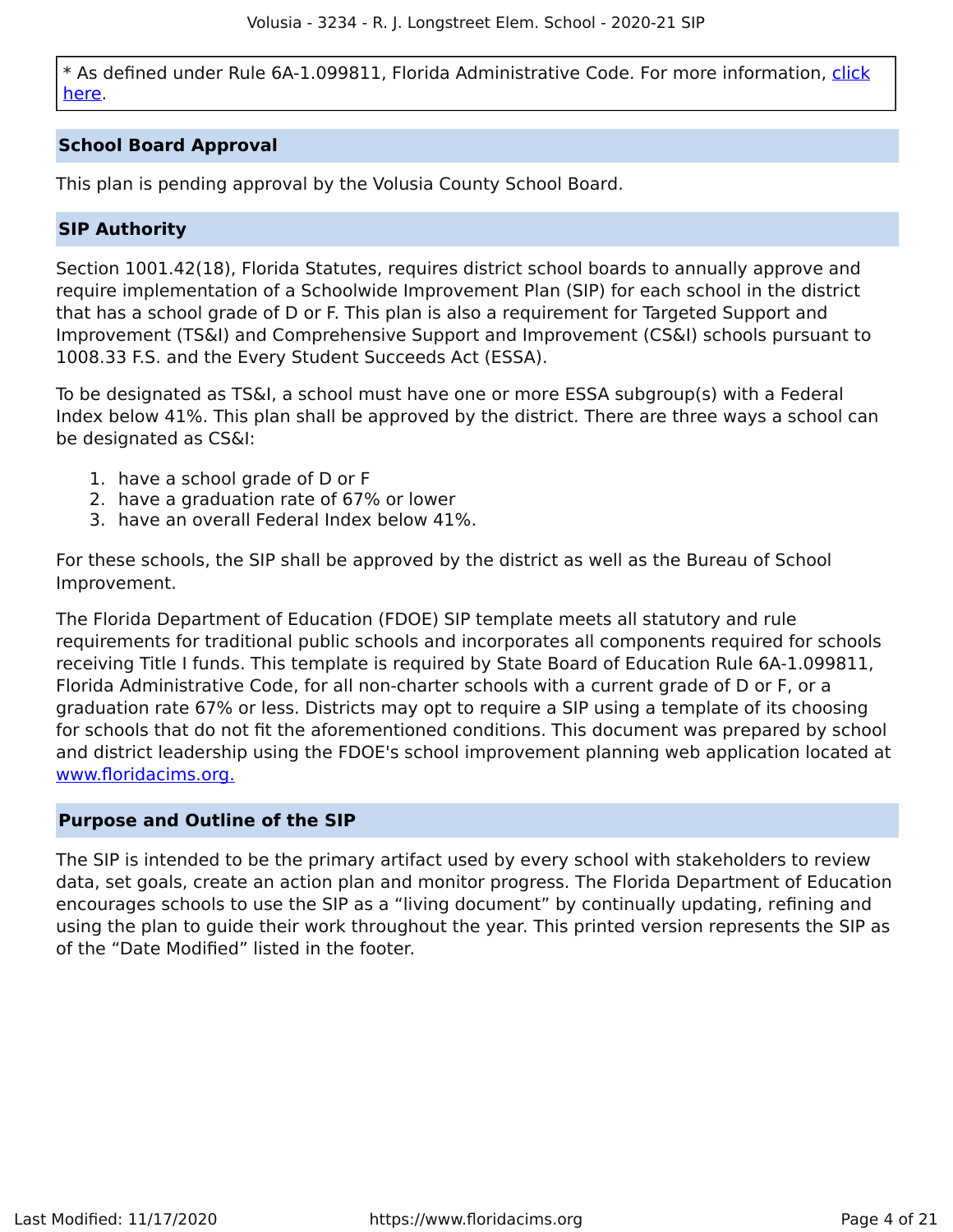* As defined under Rule 6A-1.099811, Florida Administrative Code. For more information, [click here].

## School Board Approval

This plan is pending approval by the Volusia County School Board.

## SIP Authority

Section 1001.42(18), Florida Statutes, requires district school boards to annually approve and require implementation of a Schoolwide Improvement Plan (SIP) for each school in the district that has a school grade of D or F. This plan is also a requirement for Targeted Support and Improvement (TS&I) and Comprehensive Support and Improvement (CS&I) schools pursuant to 1008.33 F.S. and the Every Student Succeeds Act (ESSA).

To be designated as TS&I, a school must have one or more ESSA subgroup(s) with a Federal Index below 41%. This plan shall be approved by the district. There are three ways a school can be designated as CS&I:

1. have a school grade of D or F
2. have a graduation rate of 67% or lower
3. have an overall Federal Index below 41%.

For these schools, the SIP shall be approved by the district as well as the Bureau of School Improvement.

The Florida Department of Education (FDOE) SIP template meets all statutory and rule requirements for traditional public schools and incorporates all components required for schools receiving Title I funds. This template is required by State Board of Education Rule 6A-1.099811, Florida Administrative Code, for all non-charter schools with a current grade of D or F, or a graduation rate 67% or less. Districts may opt to require a SIP using a template of its choosing for schools that do not fit the aforementioned conditions. This document was prepared by school and district leadership using the FDOE's school improvement planning web application located at www.floridacims.org.

## Purpose and Outline of the SIP

The SIP is intended to be the primary artifact used by every school with stakeholders to review data, set goals, create an action plan and monitor progress. The Florida Department of Education encourages schools to use the SIP as a "living document" by continually updating, refining and using the plan to guide their work throughout the year. This printed version represents the SIP as of the "Date Modified" listed in the footer.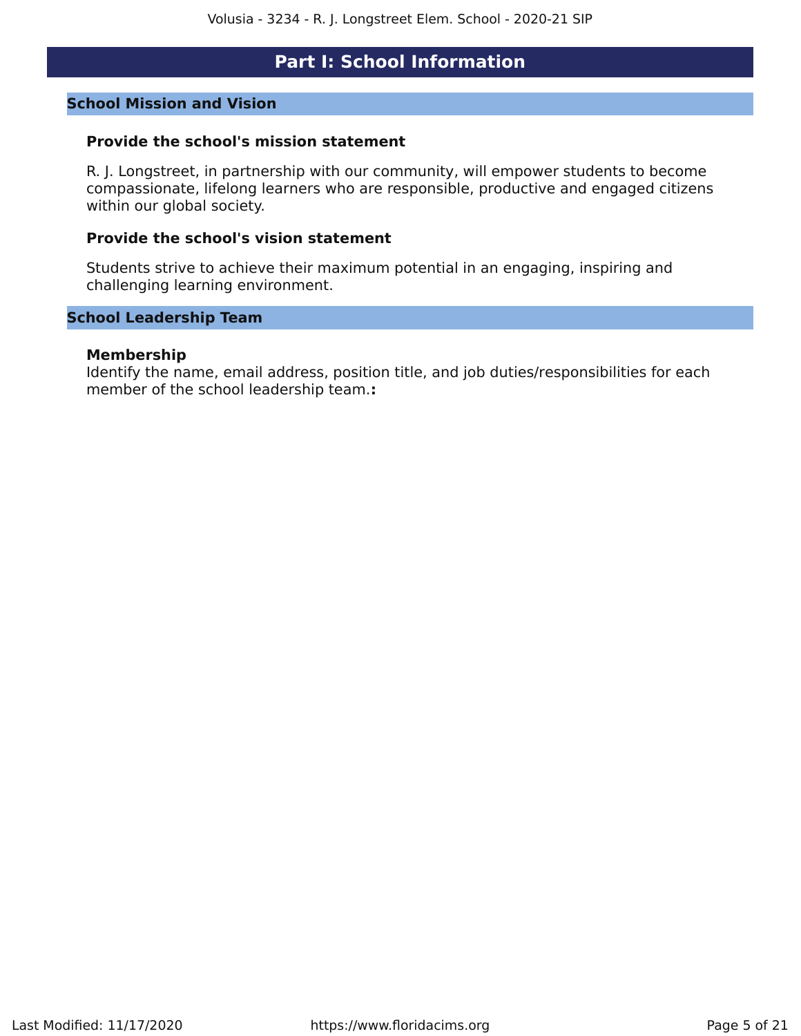# Part I: School Information

## School Mission and Vision

### Provide the school's mission statement

R. J. Longstreet, in partnership with our community, will empower students to become compassionate, lifelong learners who are responsible, productive and engaged citizens within our global society.

### Provide the school's vision statement

Students strive to achieve their maximum potential in an engaging, inspiring and challenging learning environment.

## School Leadership Team

### Membership

Identify the name, email address, position title, and job duties/responsibilities for each member of the school leadership team.**:**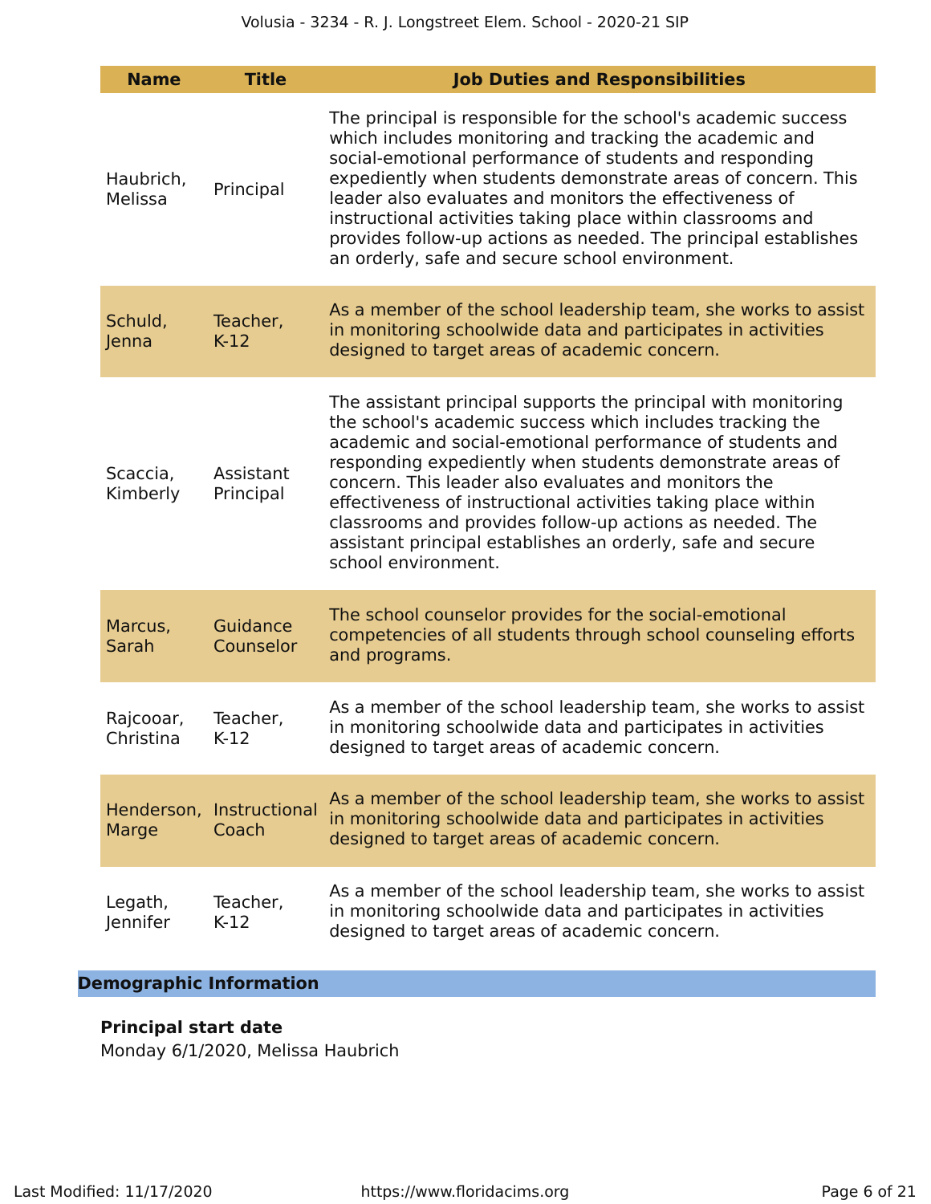| Name | Title | Job Duties and Responsibilities |
|---|---|---|
| Haubrich, Melissa | Principal | The principal is responsible for the school's academic success which includes monitoring and tracking the academic and social-emotional performance of students and responding expediently when students demonstrate areas of concern. This leader also evaluates and monitors the effectiveness of instructional activities taking place within classrooms and provides follow-up actions as needed. The principal establishes an orderly, safe and secure school environment. |
| Schuld, Jenna | Teacher, K-12 | As a member of the school leadership team, she works to assist in monitoring schoolwide data and participates in activities designed to target areas of academic concern. |
| Scaccia, Kimberly | Assistant Principal | The assistant principal supports the principal with monitoring the school's academic success which includes tracking the academic and social-emotional performance of students and responding expediently when students demonstrate areas of concern. This leader also evaluates and monitors the effectiveness of instructional activities taking place within classrooms and provides follow-up actions as needed. The assistant principal establishes an orderly, safe and secure school environment. |
| Marcus, Sarah | Guidance Counselor | The school counselor provides for the social-emotional competencies of all students through school counseling efforts and programs. |
| Rajcooar, Christina | Teacher, K-12 | As a member of the school leadership team, she works to assist in monitoring schoolwide data and participates in activities designed to target areas of academic concern. |
| Henderson, Marge | Instructional Coach | As a member of the school leadership team, she works to assist in monitoring schoolwide data and participates in activities designed to target areas of academic concern. |
| Legath, Jennifer | Teacher, K-12 | As a member of the school leadership team, she works to assist in monitoring schoolwide data and participates in activities designed to target areas of academic concern. |

## Demographic Information

**Principal start date**

Monday 6/1/2020, Melissa Haubrich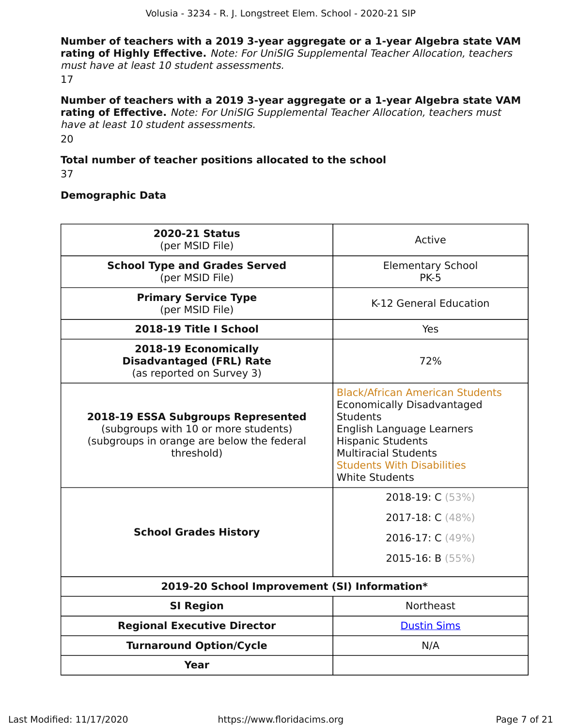**Number of teachers with a 2019 3-year aggregate or a 1-year Algebra state VAM rating of Highly Effective.** *Note: For UniSIG Supplemental Teacher Allocation, teachers must have at least 10 student assessments.*

17

**Number of teachers with a 2019 3-year aggregate or a 1-year Algebra state VAM rating of Effective.** *Note: For UniSIG Supplemental Teacher Allocation, teachers must have at least 10 student assessments.*

20

**Total number of teacher positions allocated to the school**

37

**Demographic Data**

| | |
|---|---|
| **2020-21 Status** (per MSID File) | Active |
| **School Type and Grades Served** (per MSID File) | Elementary School PK-5 |
| **Primary Service Type** (per MSID File) | K-12 General Education |
| **2018-19 Title I School** | Yes |
| **2018-19 Economically Disadvantaged (FRL) Rate** (as reported on Survey 3) | 72% |
| **2018-19 ESSA Subgroups Represented** (subgroups with 10 or more students) (subgroups in orange are below the federal threshold) | Black/African American Students<br>Economically Disadvantaged Students<br>English Language Learners<br>Hispanic Students<br>Multiracial Students<br>Students With Disabilities<br>White Students |
| **School Grades History** | 2018-19: C (53%)<br>2017-18: C (48%)<br>2016-17: C (49%)<br>2015-16: B (55%) |
| **2019-20 School Improvement (SI) Information*** | |
| **SI Region** | Northeast |
| **Regional Executive Director** | Dustin Sims |
| **Turnaround Option/Cycle** | N/A |
| **Year** | |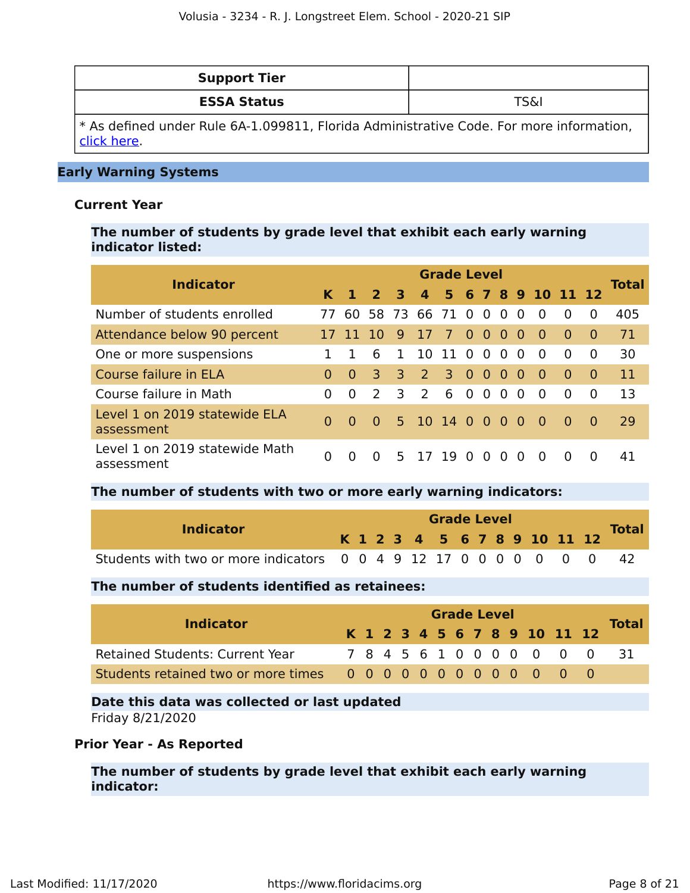| Support Tier | |
|---|---|
| ESSA Status | TS&I |

* As defined under Rule 6A-1.099811, Florida Administrative Code. For more information, click here.

## Early Warning Systems

### Current Year

**The number of students by grade level that exhibit each early warning indicator listed:**

| Indicator | Grade Level | | | | | | | | | | | | | Total |
|---|---|---|---|---|---|---|---|---|---|---|---|---|---|---|
| | K | 1 | 2 | 3 | 4 | 5 | 6 | 7 | 8 | 9 | 10 | 11 | 12 | |
| Number of students enrolled | 77 | 60 | 58 | 73 | 66 | 71 | 0 | 0 | 0 | 0 | 0 | 0 | 0 | 405 |
| Attendance below 90 percent | 17 | 11 | 10 | 9 | 17 | 7 | 0 | 0 | 0 | 0 | 0 | 0 | 0 | 71 |
| One or more suspensions | 1 | 1 | 6 | 1 | 10 | 11 | 0 | 0 | 0 | 0 | 0 | 0 | 0 | 30 |
| Course failure in ELA | 0 | 0 | 3 | 3 | 2 | 3 | 0 | 0 | 0 | 0 | 0 | 0 | 0 | 11 |
| Course failure in Math | 0 | 0 | 2 | 3 | 2 | 6 | 0 | 0 | 0 | 0 | 0 | 0 | 0 | 13 |
| Level 1 on 2019 statewide ELA assessment | 0 | 0 | 0 | 5 | 10 | 14 | 0 | 0 | 0 | 0 | 0 | 0 | 0 | 29 |
| Level 1 on 2019 statewide Math assessment | 0 | 0 | 0 | 5 | 17 | 19 | 0 | 0 | 0 | 0 | 0 | 0 | 0 | 41 |

**The number of students with two or more early warning indicators:**

| Indicator | Grade Level | | | | | | | | | | | | | Total |
|---|---|---|---|---|---|---|---|---|---|---|---|---|---|---|
| | K | 1 | 2 | 3 | 4 | 5 | 6 | 7 | 8 | 9 | 10 | 11 | 12 | |
| Students with two or more indicators | 0 | 0 | 4 | 9 | 12 | 17 | 0 | 0 | 0 | 0 | 0 | 0 | 0 | 42 |

**The number of students identified as retainees:**

| Indicator | Grade Level | | | | | | | | | | | | | Total |
|---|---|---|---|---|---|---|---|---|---|---|---|---|---|---|
| | K | 1 | 2 | 3 | 4 | 5 | 6 | 7 | 8 | 9 | 10 | 11 | 12 | |
| Retained Students: Current Year | 7 | 8 | 4 | 5 | 6 | 1 | 0 | 0 | 0 | 0 | 0 | 0 | 0 | 31 |
| Students retained two or more times | 0 | 0 | 0 | 0 | 0 | 0 | 0 | 0 | 0 | 0 | 0 | 0 | 0 | |

**Date this data was collected or last updated**

Friday 8/21/2020

### Prior Year - As Reported

**The number of students by grade level that exhibit each early warning indicator:**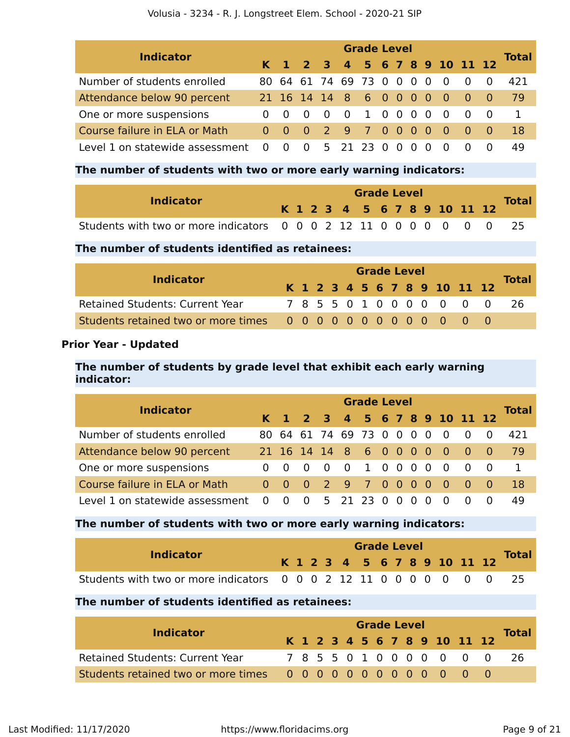| Indicator | Grade Level | | | | | | | | | | | | | Total |
|---|---|---|---|---|---|---|---|---|---|---|---|---|---|---|
| | K | 1 | 2 | 3 | 4 | 5 | 6 | 7 | 8 | 9 | 10 | 11 | 12 | |
| Number of students enrolled | 80 | 64 | 61 | 74 | 69 | 73 | 0 | 0 | 0 | 0 | 0 | 0 | 0 | 421 |
| Attendance below 90 percent | 21 | 16 | 14 | 14 | 8 | 6 | 0 | 0 | 0 | 0 | 0 | 0 | 0 | 79 |
| One or more suspensions | 0 | 0 | 0 | 0 | 0 | 1 | 0 | 0 | 0 | 0 | 0 | 0 | 0 | 1 |
| Course failure in ELA or Math | 0 | 0 | 0 | 2 | 9 | 7 | 0 | 0 | 0 | 0 | 0 | 0 | 0 | 18 |
| Level 1 on statewide assessment | 0 | 0 | 0 | 5 | 21 | 23 | 0 | 0 | 0 | 0 | 0 | 0 | 0 | 49 |

**The number of students with two or more early warning indicators:**

| Indicator | Grade Level | | | | | | | | | | | | | Total |
|---|---|---|---|---|---|---|---|---|---|---|---|---|---|---|
| | K | 1 | 2 | 3 | 4 | 5 | 6 | 7 | 8 | 9 | 10 | 11 | 12 | |
| Students with two or more indicators | 0 | 0 | 0 | 2 | 12 | 11 | 0 | 0 | 0 | 0 | 0 | 0 | 0 | 25 |

**The number of students identified as retainees:**

| Indicator | Grade Level | | | | | | | | | | | | | Total |
|---|---|---|---|---|---|---|---|---|---|---|---|---|---|---|
| | K | 1 | 2 | 3 | 4 | 5 | 6 | 7 | 8 | 9 | 10 | 11 | 12 | |
| Retained Students: Current Year | 7 | 8 | 5 | 5 | 0 | 1 | 0 | 0 | 0 | 0 | 0 | 0 | 0 | 26 |
| Students retained two or more times | 0 | 0 | 0 | 0 | 0 | 0 | 0 | 0 | 0 | 0 | 0 | 0 | 0 | |

**Prior Year - Updated**

**The number of students by grade level that exhibit each early warning indicator:**

| Indicator | Grade Level | | | | | | | | | | | | | Total |
|---|---|---|---|---|---|---|---|---|---|---|---|---|---|---|
| | K | 1 | 2 | 3 | 4 | 5 | 6 | 7 | 8 | 9 | 10 | 11 | 12 | |
| Number of students enrolled | 80 | 64 | 61 | 74 | 69 | 73 | 0 | 0 | 0 | 0 | 0 | 0 | 0 | 421 |
| Attendance below 90 percent | 21 | 16 | 14 | 14 | 8 | 6 | 0 | 0 | 0 | 0 | 0 | 0 | 0 | 79 |
| One or more suspensions | 0 | 0 | 0 | 0 | 0 | 1 | 0 | 0 | 0 | 0 | 0 | 0 | 0 | 1 |
| Course failure in ELA or Math | 0 | 0 | 0 | 2 | 9 | 7 | 0 | 0 | 0 | 0 | 0 | 0 | 0 | 18 |
| Level 1 on statewide assessment | 0 | 0 | 0 | 5 | 21 | 23 | 0 | 0 | 0 | 0 | 0 | 0 | 0 | 49 |

**The number of students with two or more early warning indicators:**

| Indicator | Grade Level | | | | | | | | | | | | | Total |
|---|---|---|---|---|---|---|---|---|---|---|---|---|---|---|
| | K | 1 | 2 | 3 | 4 | 5 | 6 | 7 | 8 | 9 | 10 | 11 | 12 | |
| Students with two or more indicators | 0 | 0 | 0 | 2 | 12 | 11 | 0 | 0 | 0 | 0 | 0 | 0 | 0 | 25 |

**The number of students identified as retainees:**

| Indicator | Grade Level | | | | | | | | | | | | | Total |
|---|---|---|---|---|---|---|---|---|---|---|---|---|---|---|
| | K | 1 | 2 | 3 | 4 | 5 | 6 | 7 | 8 | 9 | 10 | 11 | 12 | |
| Retained Students: Current Year | 7 | 8 | 5 | 5 | 0 | 1 | 0 | 0 | 0 | 0 | 0 | 0 | 0 | 26 |
| Students retained two or more times | 0 | 0 | 0 | 0 | 0 | 0 | 0 | 0 | 0 | 0 | 0 | 0 | 0 | |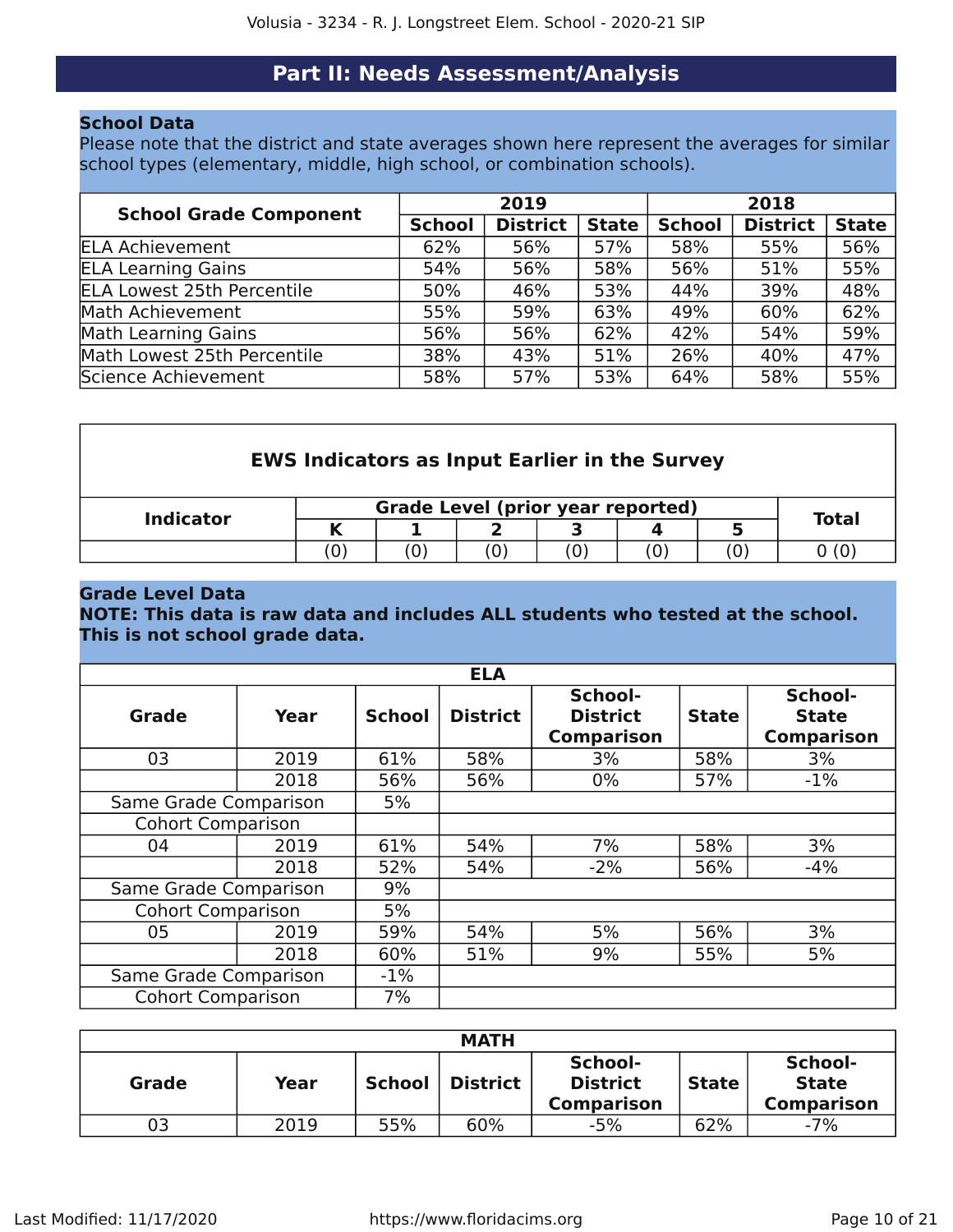## Part II: Needs Assessment/Analysis

**School Data**

Please note that the district and state averages shown here represent the averages for similar school types (elementary, middle, high school, or combination schools).

| School Grade Component | 2019 | | | 2018 | | |
|---|---|---|---|---|---|---|
| | School | District | State | School | District | State |
| ELA Achievement | 62% | 56% | 57% | 58% | 55% | 56% |
| ELA Learning Gains | 54% | 56% | 58% | 56% | 51% | 55% |
| ELA Lowest 25th Percentile | 50% | 46% | 53% | 44% | 39% | 48% |
| Math Achievement | 55% | 59% | 63% | 49% | 60% | 62% |
| Math Learning Gains | 56% | 56% | 62% | 42% | 54% | 59% |
| Math Lowest 25th Percentile | 38% | 43% | 51% | 26% | 40% | 47% |
| Science Achievement | 58% | 57% | 53% | 64% | 58% | 55% |

**EWS Indicators as Input Earlier in the Survey**

| Indicator | Grade Level (prior year reported) | | | | | | Total |
|---|---|---|---|---|---|---|---|
| | K | 1 | 2 | 3 | 4 | 5 | |
| | (0) | (0) | (0) | (0) | (0) | (0) | 0 (0) |

**Grade Level Data**

**NOTE: This data is raw data and includes ALL students who tested at the school. This is not school grade data.**

| ELA | | | | | | |
|---|---|---|---|---|---|---|
| Grade | Year | School | District | School-District Comparison | State | School-State Comparison |
| 03 | 2019 | 61% | 58% | 3% | 58% | 3% |
| | 2018 | 56% | 56% | 0% | 57% | -1% |
| Same Grade Comparison | | 5% | | | | |
| Cohort Comparison | | | | | | |
| 04 | 2019 | 61% | 54% | 7% | 58% | 3% |
| | 2018 | 52% | 54% | -2% | 56% | -4% |
| Same Grade Comparison | | 9% | | | | |
| Cohort Comparison | | 5% | | | | |
| 05 | 2019 | 59% | 54% | 5% | 56% | 3% |
| | 2018 | 60% | 51% | 9% | 55% | 5% |
| Same Grade Comparison | | -1% | | | | |
| Cohort Comparison | | 7% | | | | |

| MATH | | | | | | |
|---|---|---|---|---|---|---|
| Grade | Year | School | District | School-District Comparison | State | School-State Comparison |
| 03 | 2019 | 55% | 60% | -5% | 62% | -7% |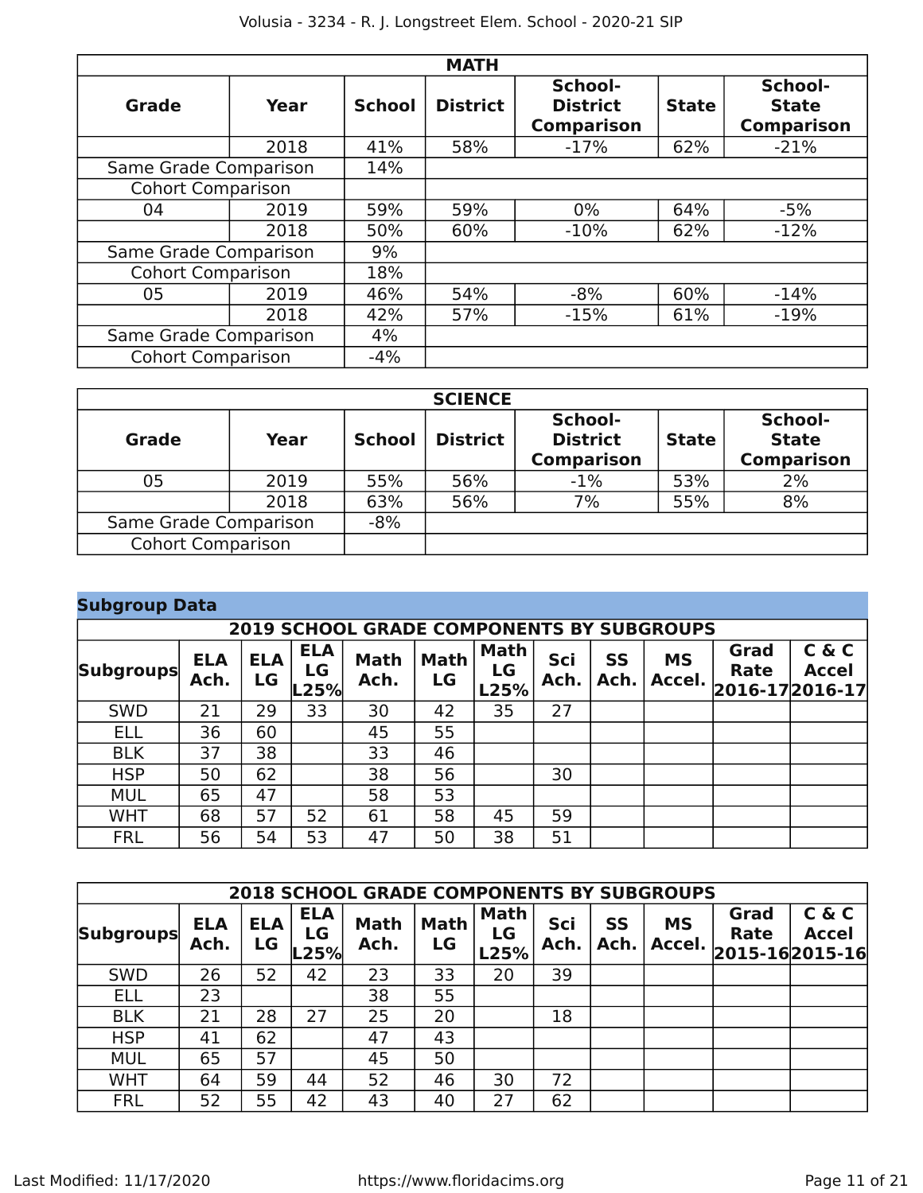| MATH | | | | | | |
|---|---|---|---|---|---|---|
| **Grade** | **Year** | **School** | **District** | **School-District Comparison** | **State** | **School-State Comparison** |
| | 2018 | 41% | 58% | -17% | 62% | -21% |
| Same Grade Comparison | | 14% | | | | |
| Cohort Comparison | | | | | | |
| 04 | 2019 | 59% | 59% | 0% | 64% | -5% |
| | 2018 | 50% | 60% | -10% | 62% | -12% |
| Same Grade Comparison | | 9% | | | | |
| Cohort Comparison | | 18% | | | | |
| 05 | 2019 | 46% | 54% | -8% | 60% | -14% |
| | 2018 | 42% | 57% | -15% | 61% | -19% |
| Same Grade Comparison | | 4% | | | | |
| Cohort Comparison | | -4% | | | | |

| SCIENCE | | | | | | |
|---|---|---|---|---|---|---|
| **Grade** | **Year** | **School** | **District** | **School-District Comparison** | **State** | **School-State Comparison** |
| 05 | 2019 | 55% | 56% | -1% | 53% | 2% |
| | 2018 | 63% | 56% | 7% | 55% | 8% |
| Same Grade Comparison | | -8% | | | | |
| Cohort Comparison | | | | | | |

## Subgroup Data

| 2019 SCHOOL GRADE COMPONENTS BY SUBGROUPS | | | | | | | | | | | |
|---|---|---|---|---|---|---|---|---|---|---|---|
| **Subgroups** | **ELA Ach.** | **ELA LG** | **ELA LG L25%** | **Math Ach.** | **Math LG** | **Math LG L25%** | **Sci Ach.** | **SS Ach.** | **MS Accel.** | **Grad Rate 2016-17** | **C & C Accel 2016-17** |
| SWD | 21 | 29 | 33 | 30 | 42 | 35 | 27 | | | | |
| ELL | 36 | 60 | | 45 | 55 | | | | | | |
| BLK | 37 | 38 | | 33 | 46 | | | | | | |
| HSP | 50 | 62 | | 38 | 56 | | 30 | | | | |
| MUL | 65 | 47 | | 58 | 53 | | | | | | |
| WHT | 68 | 57 | 52 | 61 | 58 | 45 | 59 | | | | |
| FRL | 56 | 54 | 53 | 47 | 50 | 38 | 51 | | | | |

| 2018 SCHOOL GRADE COMPONENTS BY SUBGROUPS | | | | | | | | | | | |
|---|---|---|---|---|---|---|---|---|---|---|---|
| **Subgroups** | **ELA Ach.** | **ELA LG** | **ELA LG L25%** | **Math Ach.** | **Math LG** | **Math LG L25%** | **Sci Ach.** | **SS Ach.** | **MS Accel.** | **Grad Rate 2015-16** | **C & C Accel 2015-16** |
| SWD | 26 | 52 | 42 | 23 | 33 | 20 | 39 | | | | |
| ELL | 23 | | | 38 | 55 | | | | | | |
| BLK | 21 | 28 | 27 | 25 | 20 | | 18 | | | | |
| HSP | 41 | 62 | | 47 | 43 | | | | | | |
| MUL | 65 | 57 | | 45 | 50 | | | | | | |
| WHT | 64 | 59 | 44 | 52 | 46 | 30 | 72 | | | | |
| FRL | 52 | 55 | 42 | 43 | 40 | 27 | 62 | | | | |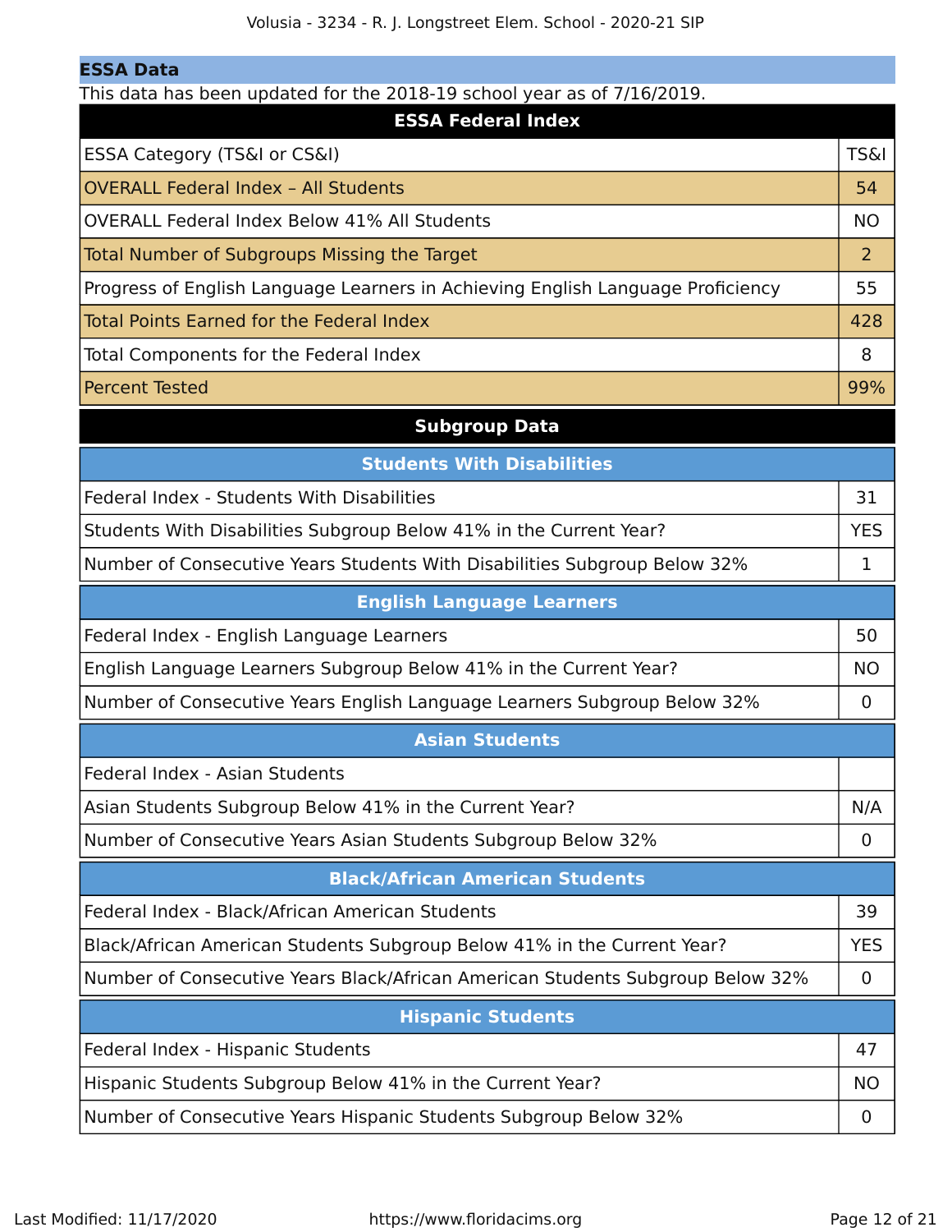## ESSA Data

This data has been updated for the 2018-19 school year as of 7/16/2019.

| ESSA Federal Index | |
|---|---|
| ESSA Category (TS&I or CS&I) | TS&I |
| OVERALL Federal Index – All Students | 54 |
| OVERALL Federal Index Below 41% All Students | NO |
| Total Number of Subgroups Missing the Target | 2 |
| Progress of English Language Learners in Achieving English Language Proficiency | 55 |
| Total Points Earned for the Federal Index | 428 |
| Total Components for the Federal Index | 8 |
| Percent Tested | 99% |

### Subgroup Data

| Students With Disabilities | |
|---|---|
| Federal Index - Students With Disabilities | 31 |
| Students With Disabilities Subgroup Below 41% in the Current Year? | YES |
| Number of Consecutive Years Students With Disabilities Subgroup Below 32% | 1 |

| English Language Learners | |
|---|---|
| Federal Index - English Language Learners | 50 |
| English Language Learners Subgroup Below 41% in the Current Year? | NO |
| Number of Consecutive Years English Language Learners Subgroup Below 32% | 0 |

| Asian Students | |
|---|---|
| Federal Index - Asian Students | |
| Asian Students Subgroup Below 41% in the Current Year? | N/A |
| Number of Consecutive Years Asian Students Subgroup Below 32% | 0 |

| Black/African American Students | |
|---|---|
| Federal Index - Black/African American Students | 39 |
| Black/African American Students Subgroup Below 41% in the Current Year? | YES |
| Number of Consecutive Years Black/African American Students Subgroup Below 32% | 0 |

| Hispanic Students | |
|---|---|
| Federal Index - Hispanic Students | 47 |
| Hispanic Students Subgroup Below 41% in the Current Year? | NO |
| Number of Consecutive Years Hispanic Students Subgroup Below 32% | 0 |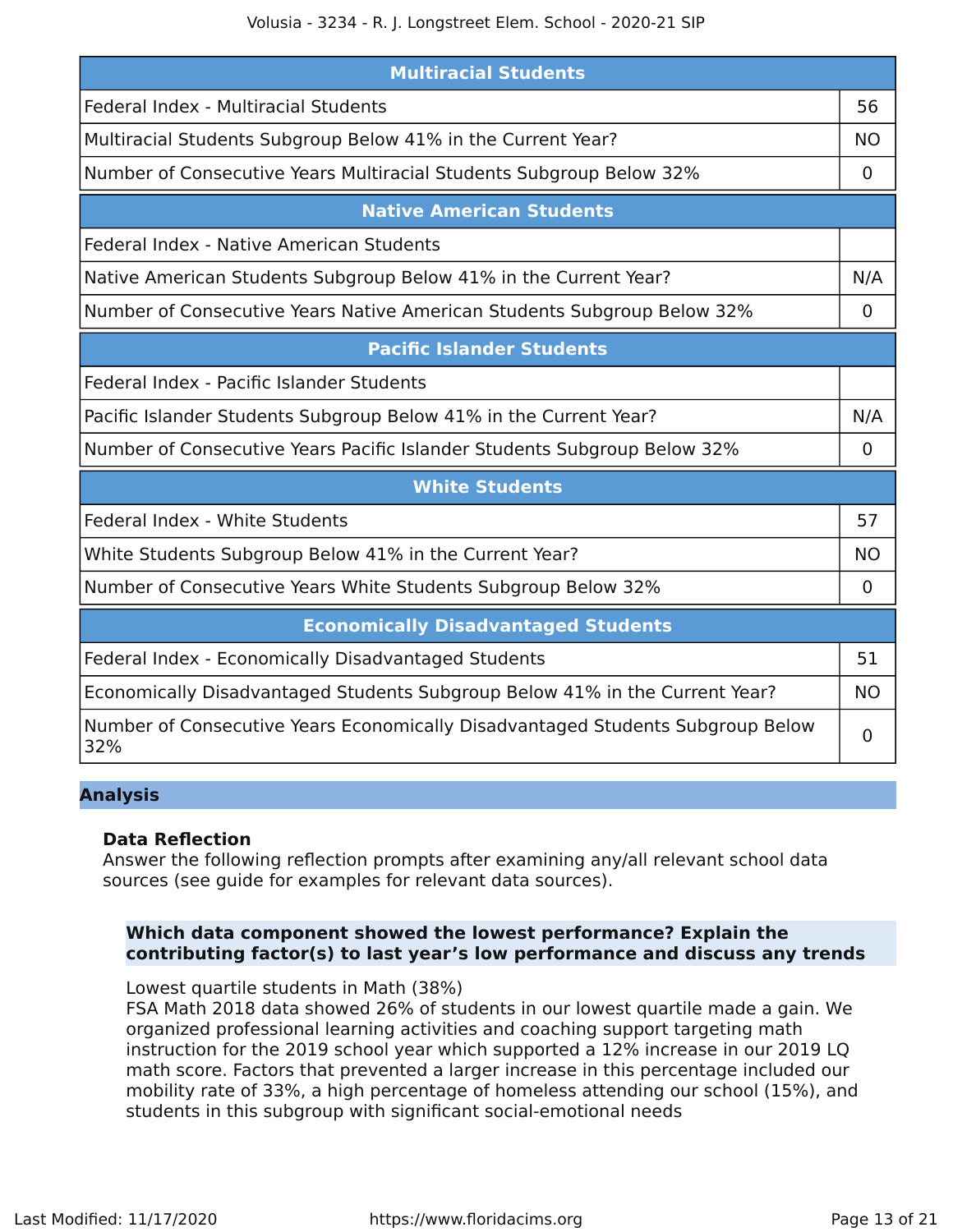| Multiracial Students | |
|---|---|
| Federal Index - Multiracial Students | 56 |
| Multiracial Students Subgroup Below 41% in the Current Year? | NO |
| Number of Consecutive Years Multiracial Students Subgroup Below 32% | 0 |

| Native American Students | |
|---|---|
| Federal Index - Native American Students | |
| Native American Students Subgroup Below 41% in the Current Year? | N/A |
| Number of Consecutive Years Native American Students Subgroup Below 32% | 0 |

| Pacific Islander Students | |
|---|---|
| Federal Index - Pacific Islander Students | |
| Pacific Islander Students Subgroup Below 41% in the Current Year? | N/A |
| Number of Consecutive Years Pacific Islander Students Subgroup Below 32% | 0 |

| White Students | |
|---|---|
| Federal Index - White Students | 57 |
| White Students Subgroup Below 41% in the Current Year? | NO |
| Number of Consecutive Years White Students Subgroup Below 32% | 0 |

| Economically Disadvantaged Students | |
|---|---|
| Federal Index - Economically Disadvantaged Students | 51 |
| Economically Disadvantaged Students Subgroup Below 41% in the Current Year? | NO |
| Number of Consecutive Years Economically Disadvantaged Students Subgroup Below 32% | 0 |

## Analysis

### Data Reflection

Answer the following reflection prompts after examining any/all relevant school data sources (see guide for examples for relevant data sources).

**Which data component showed the lowest performance? Explain the contributing factor(s) to last year's low performance and discuss any trends**

Lowest quartile students in Math (38%)
FSA Math 2018 data showed 26% of students in our lowest quartile made a gain. We organized professional learning activities and coaching support targeting math instruction for the 2019 school year which supported a 12% increase in our 2019 LQ math score. Factors that prevented a larger increase in this percentage included our mobility rate of 33%, a high percentage of homeless attending our school (15%), and students in this subgroup with significant social-emotional needs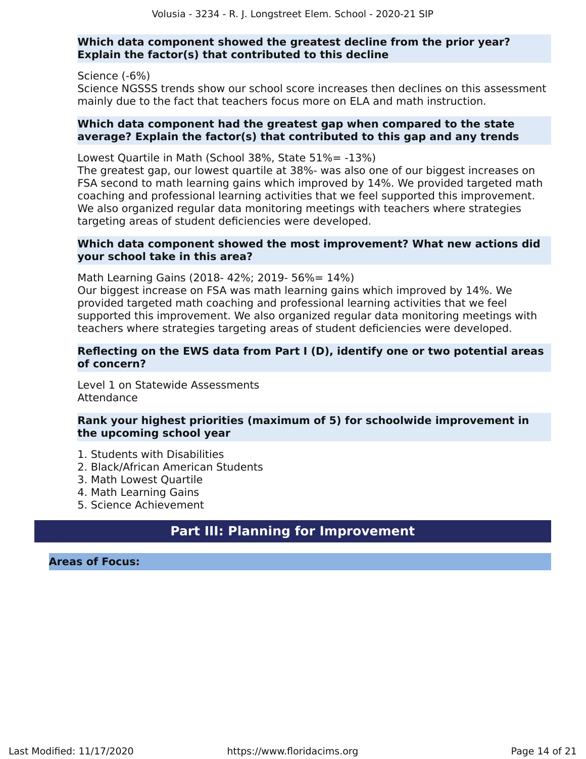**Which data component showed the greatest decline from the prior year? Explain the factor(s) that contributed to this decline**

Science (-6%)
Science NGSSS trends show our school score increases then declines on this assessment mainly due to the fact that teachers focus more on ELA and math instruction.

**Which data component had the greatest gap when compared to the state average? Explain the factor(s) that contributed to this gap and any trends**

Lowest Quartile in Math (School 38%, State 51%= -13%)
The greatest gap, our lowest quartile at 38%- was also one of our biggest increases on FSA second to math learning gains which improved by 14%. We provided targeted math coaching and professional learning activities that we feel supported this improvement. We also organized regular data monitoring meetings with teachers where strategies targeting areas of student deficiencies were developed.

**Which data component showed the most improvement? What new actions did your school take in this area?**

Math Learning Gains (2018- 42%; 2019- 56%= 14%)
Our biggest increase on FSA was math learning gains which improved by 14%. We provided targeted math coaching and professional learning activities that we feel supported this improvement. We also organized regular data monitoring meetings with teachers where strategies targeting areas of student deficiencies were developed.

**Reflecting on the EWS data from Part I (D), identify one or two potential areas of concern?**

Level 1 on Statewide Assessments
Attendance

**Rank your highest priorities (maximum of 5) for schoolwide improvement in the upcoming school year**

1. Students with Disabilities
2. Black/African American Students
3. Math Lowest Quartile
4. Math Learning Gains
5. Science Achievement

# Part III: Planning for Improvement

**Areas of Focus:**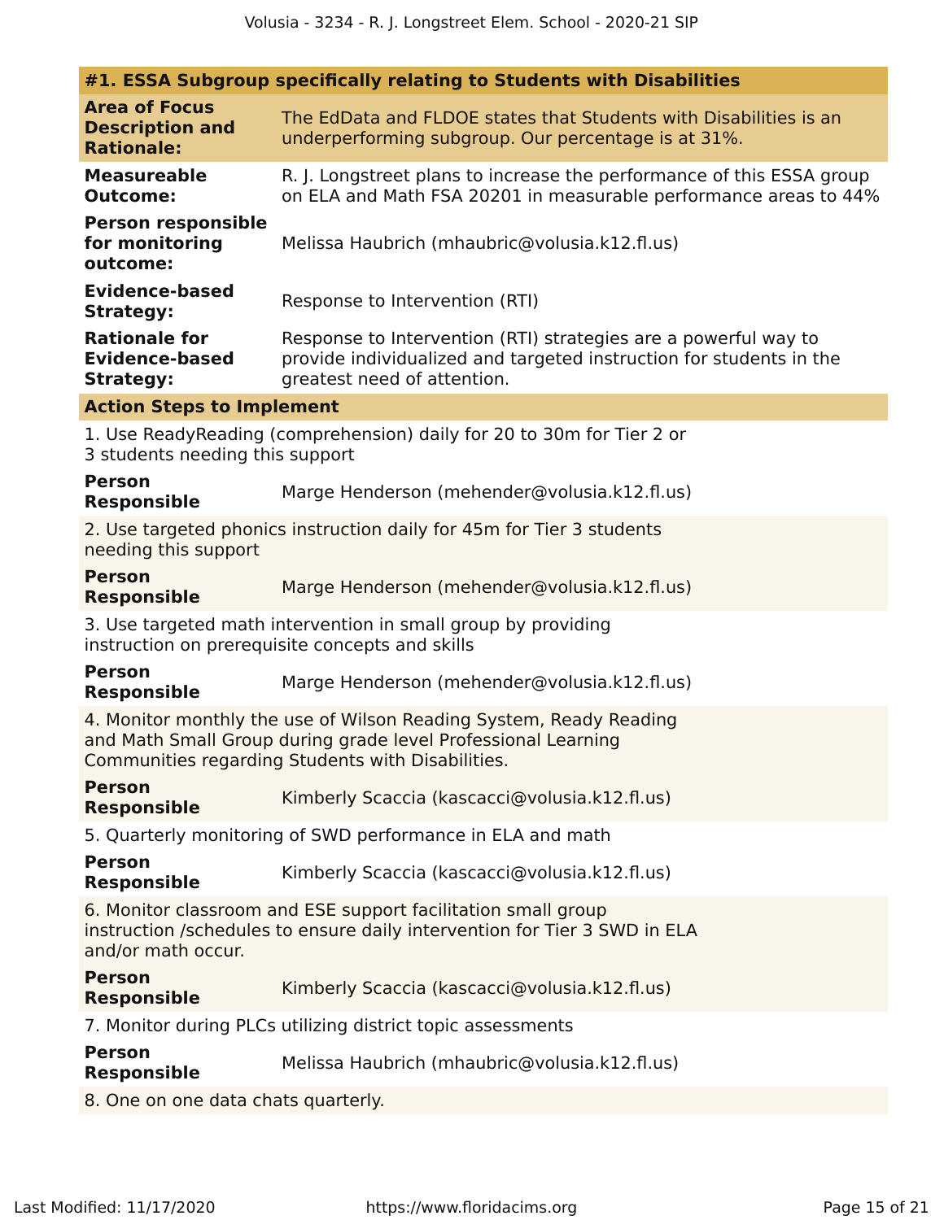### #1. ESSA Subgroup specifically relating to Students with Disabilities

| | |
|---|---|
| **Area of Focus Description and Rationale:** | The EdData and FLDOE states that Students with Disabilities is an underperforming subgroup. Our percentage is at 31%. |
| **Measureable Outcome:** | R. J. Longstreet plans to increase the performance of this ESSA group on ELA and Math FSA 20201 in measurable performance areas to 44% |
| **Person responsible for monitoring outcome:** | Melissa Haubrich (mhaubric@volusia.k12.fl.us) |
| **Evidence-based Strategy:** | Response to Intervention (RTI) |
| **Rationale for Evidence-based Strategy:** | Response to Intervention (RTI) strategies are a powerful way to provide individualized and targeted instruction for students in the greatest need of attention. |

**Action Steps to Implement**

1. Use ReadyReading (comprehension) daily for 20 to 30m for Tier 2 or 3 students needing this support

**Person Responsible** Marge Henderson (mehender@volusia.k12.fl.us)

2. Use targeted phonics instruction daily for 45m for Tier 3 students needing this support

**Person Responsible** Marge Henderson (mehender@volusia.k12.fl.us)

3. Use targeted math intervention in small group by providing instruction on prerequisite concepts and skills

**Person Responsible** Marge Henderson (mehender@volusia.k12.fl.us)

4. Monitor monthly the use of Wilson Reading System, Ready Reading and Math Small Group during grade level Professional Learning Communities regarding Students with Disabilities.

**Person Responsible** Kimberly Scaccia (kascacci@volusia.k12.fl.us)

5. Quarterly monitoring of SWD performance in ELA and math

**Person Responsible** Kimberly Scaccia (kascacci@volusia.k12.fl.us)

6. Monitor classroom and ESE support facilitation small group instruction /schedules to ensure daily intervention for Tier 3 SWD in ELA and/or math occur.

**Person Responsible** Kimberly Scaccia (kascacci@volusia.k12.fl.us)

7. Monitor during PLCs utilizing district topic assessments

**Person Responsible** Melissa Haubrich (mhaubric@volusia.k12.fl.us)

8. One on one data chats quarterly.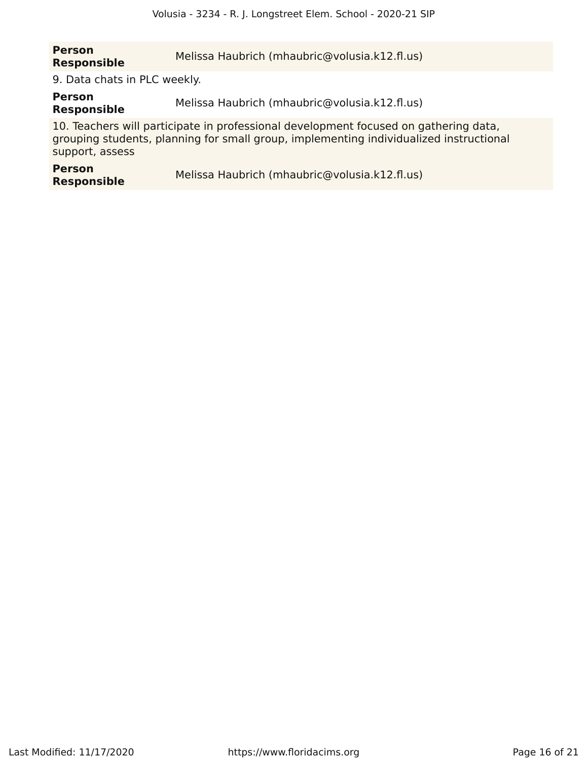| | |
|---|---|
| **Person Responsible** | Melissa Haubrich (mhaubric@volusia.k12.fl.us) |

9. Data chats in PLC weekly.

| | |
|---|---|
| **Person Responsible** | Melissa Haubrich (mhaubric@volusia.k12.fl.us) |

10. Teachers will participate in professional development focused on gathering data, grouping students, planning for small group, implementing individualized instructional support, assess

| | |
|---|---|
| **Person Responsible** | Melissa Haubrich (mhaubric@volusia.k12.fl.us) |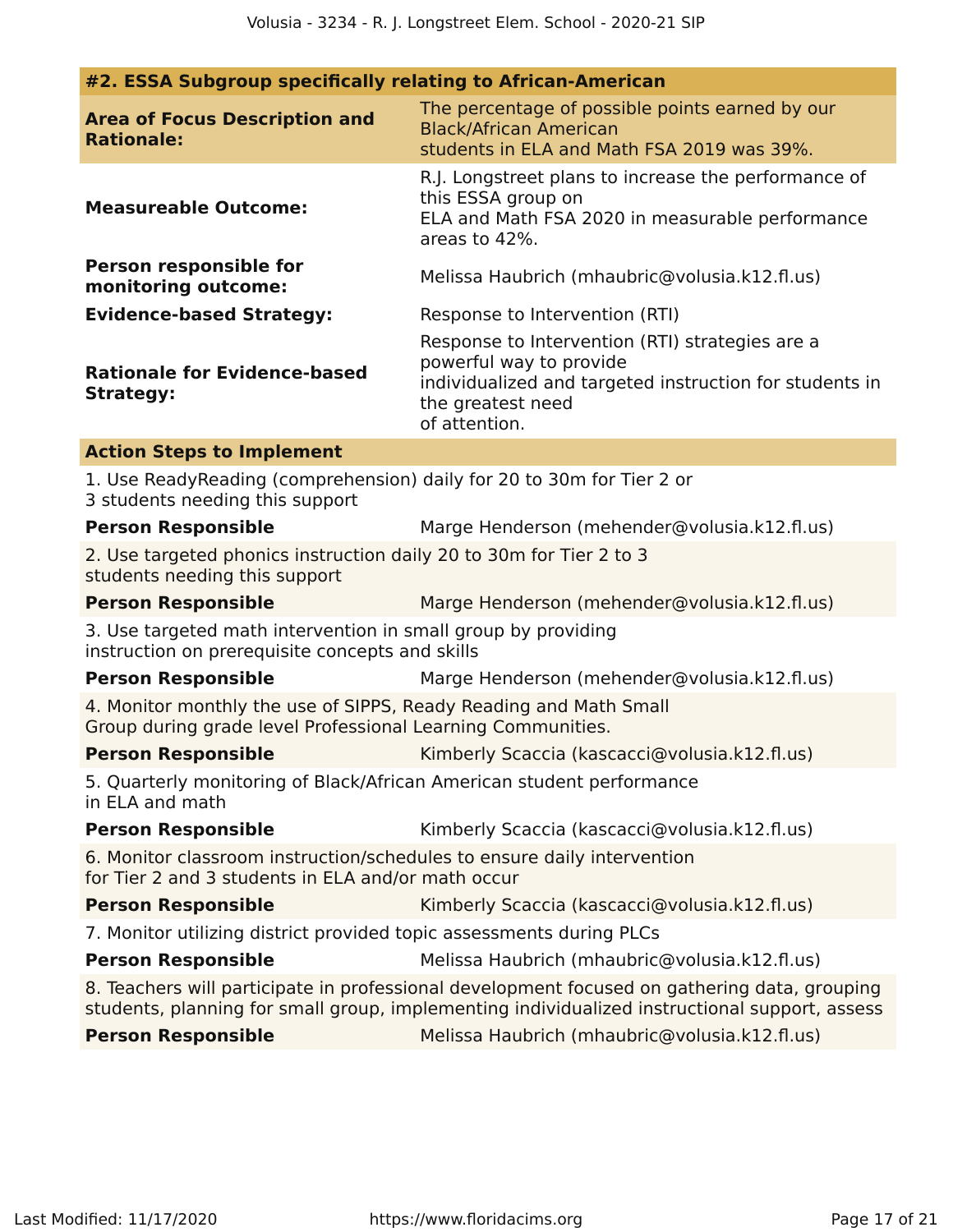## #2. ESSA Subgroup specifically relating to African-American

| | |
|---|---|
| **Area of Focus Description and Rationale:** | The percentage of possible points earned by our Black/African American students in ELA and Math FSA 2019 was 39%. |
| **Measureable Outcome:** | R.J. Longstreet plans to increase the performance of this ESSA group on ELA and Math FSA 2020 in measurable performance areas to 42%. |
| **Person responsible for monitoring outcome:** | Melissa Haubrich (mhaubric@volusia.k12.fl.us) |
| **Evidence-based Strategy:** | Response to Intervention (RTI) |
| **Rationale for Evidence-based Strategy:** | Response to Intervention (RTI) strategies are a powerful way to provide individualized and targeted instruction for students in the greatest need of attention. |

### Action Steps to Implement

1. Use ReadyReading (comprehension) daily for 20 to 30m for Tier 2 or 3 students needing this support

**Person Responsible** Marge Henderson (mehender@volusia.k12.fl.us)

2. Use targeted phonics instruction daily 20 to 30m for Tier 2 to 3 students needing this support

**Person Responsible** Marge Henderson (mehender@volusia.k12.fl.us)

3. Use targeted math intervention in small group by providing instruction on prerequisite concepts and skills

**Person Responsible** Marge Henderson (mehender@volusia.k12.fl.us)

4. Monitor monthly the use of SIPPS, Ready Reading and Math Small Group during grade level Professional Learning Communities.

**Person Responsible** Kimberly Scaccia (kascacci@volusia.k12.fl.us)

5. Quarterly monitoring of Black/African American student performance in ELA and math

**Person Responsible** Kimberly Scaccia (kascacci@volusia.k12.fl.us)

6. Monitor classroom instruction/schedules to ensure daily intervention for Tier 2 and 3 students in ELA and/or math occur

**Person Responsible** Kimberly Scaccia (kascacci@volusia.k12.fl.us)

7. Monitor utilizing district provided topic assessments during PLCs

**Person Responsible** Melissa Haubrich (mhaubric@volusia.k12.fl.us)

8. Teachers will participate in professional development focused on gathering data, grouping students, planning for small group, implementing individualized instructional support, assess

**Person Responsible** Melissa Haubrich (mhaubric@volusia.k12.fl.us)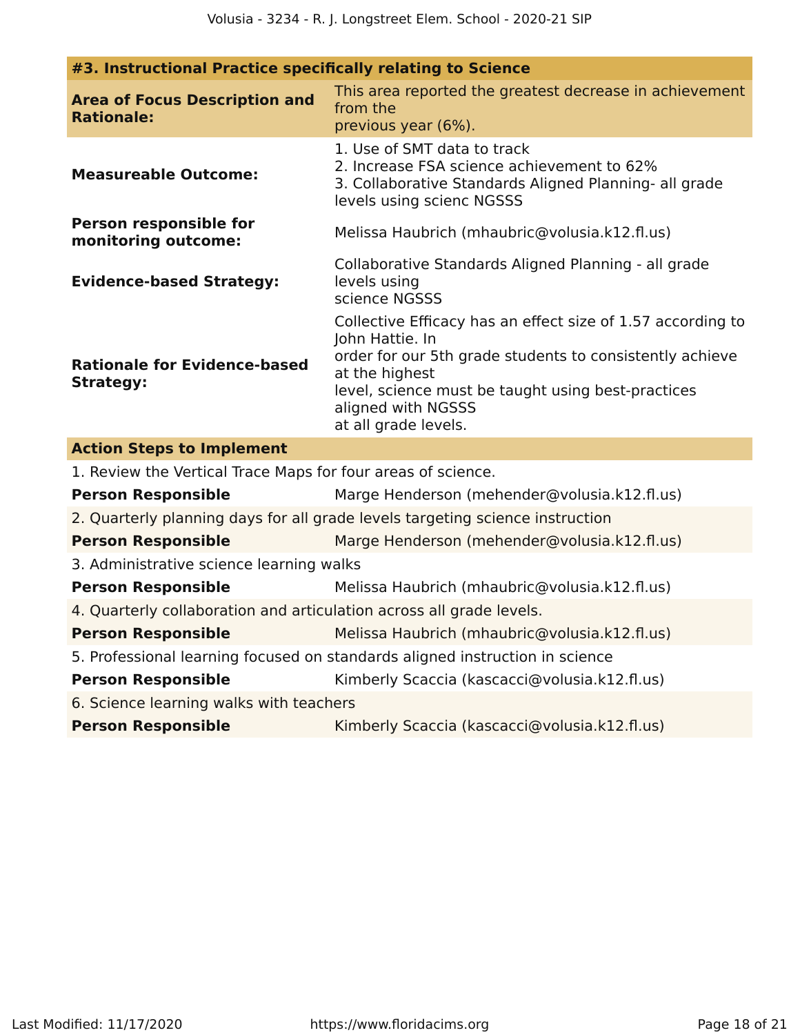### #3. Instructional Practice specifically relating to Science

**Area of Focus Description and Rationale:** This area reported the greatest decrease in achievement from the previous year (6%).

**Measureable Outcome:**
1. Use of SMT data to track
2. Increase FSA science achievement to 62%
3. Collaborative Standards Aligned Planning- all grade levels using scienc NGSSS

**Person responsible for monitoring outcome:** Melissa Haubrich (mhaubric@volusia.k12.fl.us)

**Evidence-based Strategy:** Collaborative Standards Aligned Planning - all grade levels using science NGSSS

**Rationale for Evidence-based Strategy:** Collective Efficacy has an effect size of 1.57 according to John Hattie. In order for our 5th grade students to consistently achieve at the highest level, science must be taught using best-practices aligned with NGSSS at all grade levels.

#### Action Steps to Implement

1. Review the Vertical Trace Maps for four areas of science.

**Person Responsible** Marge Henderson (mehender@volusia.k12.fl.us)

2. Quarterly planning days for all grade levels targeting science instruction

**Person Responsible** Marge Henderson (mehender@volusia.k12.fl.us)

3. Administrative science learning walks

**Person Responsible** Melissa Haubrich (mhaubric@volusia.k12.fl.us)

4. Quarterly collaboration and articulation across all grade levels.

**Person Responsible** Melissa Haubrich (mhaubric@volusia.k12.fl.us)

5. Professional learning focused on standards aligned instruction in science

**Person Responsible** Kimberly Scaccia (kascacci@volusia.k12.fl.us)

6. Science learning walks with teachers

**Person Responsible** Kimberly Scaccia (kascacci@volusia.k12.fl.us)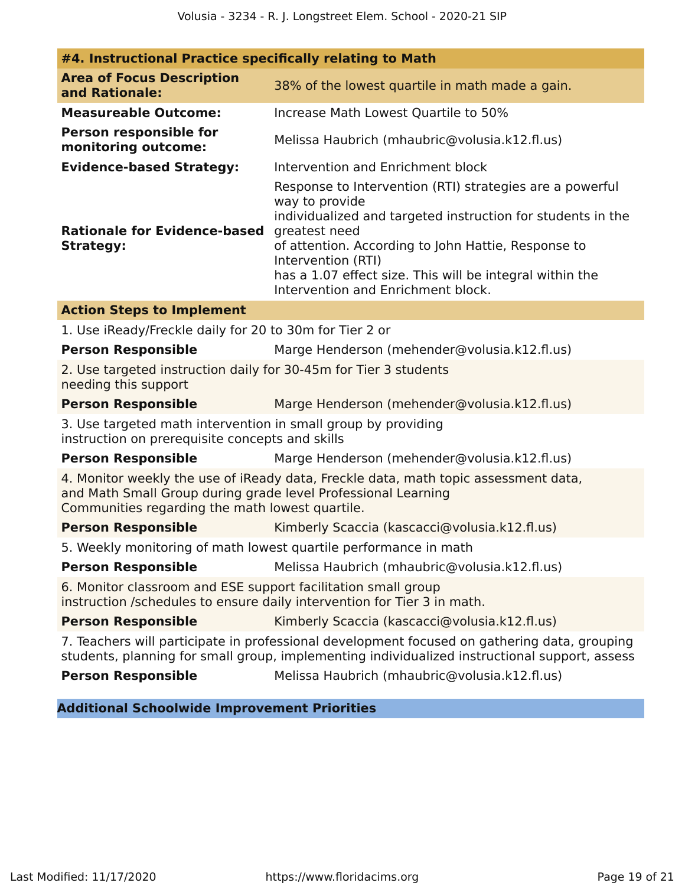### #4. Instructional Practice specifically relating to Math

**Area of Focus Description and Rationale:** 38% of the lowest quartile in math made a gain.

**Measureable Outcome:** Increase Math Lowest Quartile to 50%

**Person responsible for monitoring outcome:** Melissa Haubrich (mhaubric@volusia.k12.fl.us)

**Evidence-based Strategy:** Intervention and Enrichment block

**Rationale for Evidence-based Strategy:** Response to Intervention (RTI) strategies are a powerful way to provide individualized and targeted instruction for students in the greatest need of attention. According to John Hattie, Response to Intervention (RTI) has a 1.07 effect size. This will be integral within the Intervention and Enrichment block.

#### Action Steps to Implement

1. Use iReady/Freckle daily for 20 to 30m for Tier 2 or

**Person Responsible** Marge Henderson (mehender@volusia.k12.fl.us)

2. Use targeted instruction daily for 30-45m for Tier 3 students needing this support

**Person Responsible** Marge Henderson (mehender@volusia.k12.fl.us)

3. Use targeted math intervention in small group by providing instruction on prerequisite concepts and skills

**Person Responsible** Marge Henderson (mehender@volusia.k12.fl.us)

4. Monitor weekly the use of iReady data, Freckle data, math topic assessment data, and Math Small Group during grade level Professional Learning Communities regarding the math lowest quartile.

**Person Responsible** Kimberly Scaccia (kascacci@volusia.k12.fl.us)

5. Weekly monitoring of math lowest quartile performance in math

**Person Responsible** Melissa Haubrich (mhaubric@volusia.k12.fl.us)

6. Monitor classroom and ESE support facilitation small group instruction /schedules to ensure daily intervention for Tier 3 in math.

**Person Responsible** Kimberly Scaccia (kascacci@volusia.k12.fl.us)

7. Teachers will participate in professional development focused on gathering data, grouping students, planning for small group, implementing individualized instructional support, assess

**Person Responsible** Melissa Haubrich (mhaubric@volusia.k12.fl.us)

### Additional Schoolwide Improvement Priorities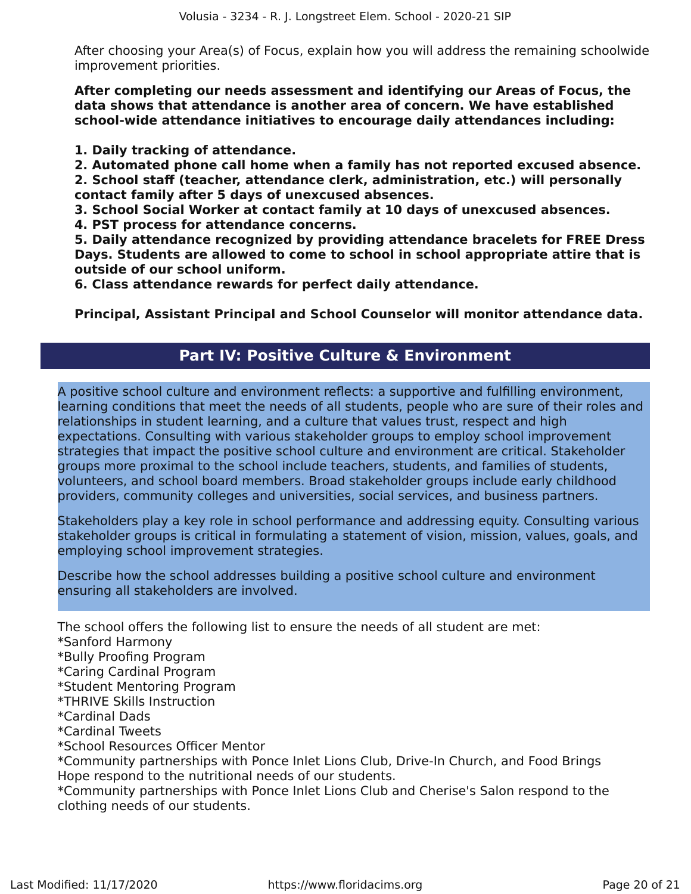After choosing your Area(s) of Focus, explain how you will address the remaining schoolwide improvement priorities.

**After completing our needs assessment and identifying our Areas of Focus, the data shows that attendance is another area of concern. We have established school-wide attendance initiatives to encourage daily attendances including:**

**1. Daily tracking of attendance.**
**2. Automated phone call home when a family has not reported excused absence.**
**2. School staff (teacher, attendance clerk, administration, etc.) will personally contact family after 5 days of unexcused absences.**
**3. School Social Worker at contact family at 10 days of unexcused absences.**
**4. PST process for attendance concerns.**
**5. Daily attendance recognized by providing attendance bracelets for FREE Dress Days. Students are allowed to come to school in school appropriate attire that is outside of our school uniform.**
**6. Class attendance rewards for perfect daily attendance.**

**Principal, Assistant Principal and School Counselor will monitor attendance data.**

## Part IV: Positive Culture & Environment

A positive school culture and environment reflects: a supportive and fulfilling environment, learning conditions that meet the needs of all students, people who are sure of their roles and relationships in student learning, and a culture that values trust, respect and high expectations. Consulting with various stakeholder groups to employ school improvement strategies that impact the positive school culture and environment are critical. Stakeholder groups more proximal to the school include teachers, students, and families of students, volunteers, and school board members. Broad stakeholder groups include early childhood providers, community colleges and universities, social services, and business partners.

Stakeholders play a key role in school performance and addressing equity. Consulting various stakeholder groups is critical in formulating a statement of vision, mission, values, goals, and employing school improvement strategies.

Describe how the school addresses building a positive school culture and environment ensuring all stakeholders are involved.

The school offers the following list to ensure the needs of all student are met:
*Sanford Harmony
*Bully Proofing Program
*Caring Cardinal Program
*Student Mentoring Program
*THRIVE Skills Instruction
*Cardinal Dads
*Cardinal Tweets
*School Resources Officer Mentor
*Community partnerships with Ponce Inlet Lions Club, Drive-In Church, and Food Brings Hope respond to the nutritional needs of our students.
*Community partnerships with Ponce Inlet Lions Club and Cherise's Salon respond to the clothing needs of our students.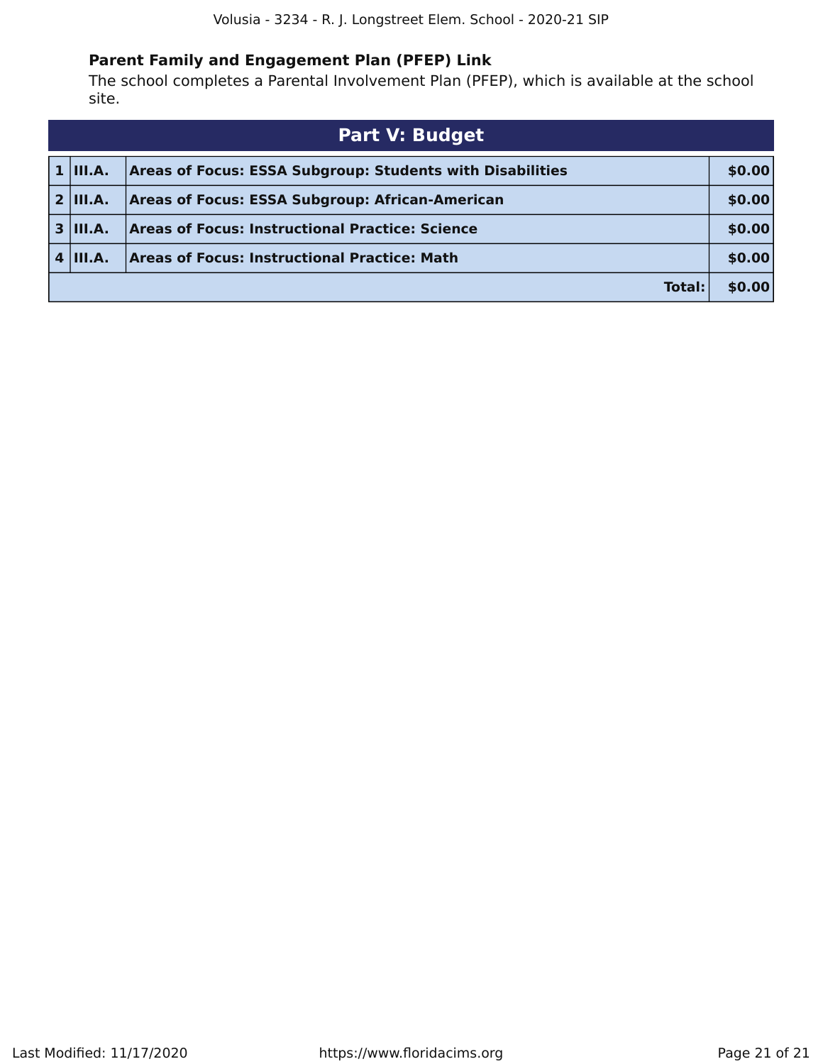### Parent Family and Engagement Plan (PFEP) Link

The school completes a Parental Involvement Plan (PFEP), which is available at the school site.

## Part V: Budget

| | | | |
|---|---|---|---|
| 1 | III.A. | Areas of Focus: ESSA Subgroup: Students with Disabilities | $0.00 |
| 2 | III.A. | Areas of Focus: ESSA Subgroup: African-American | $0.00 |
| 3 | III.A. | Areas of Focus: Instructional Practice: Science | $0.00 |
| 4 | III.A. | Areas of Focus: Instructional Practice: Math | $0.00 |
| | | Total: | $0.00 |